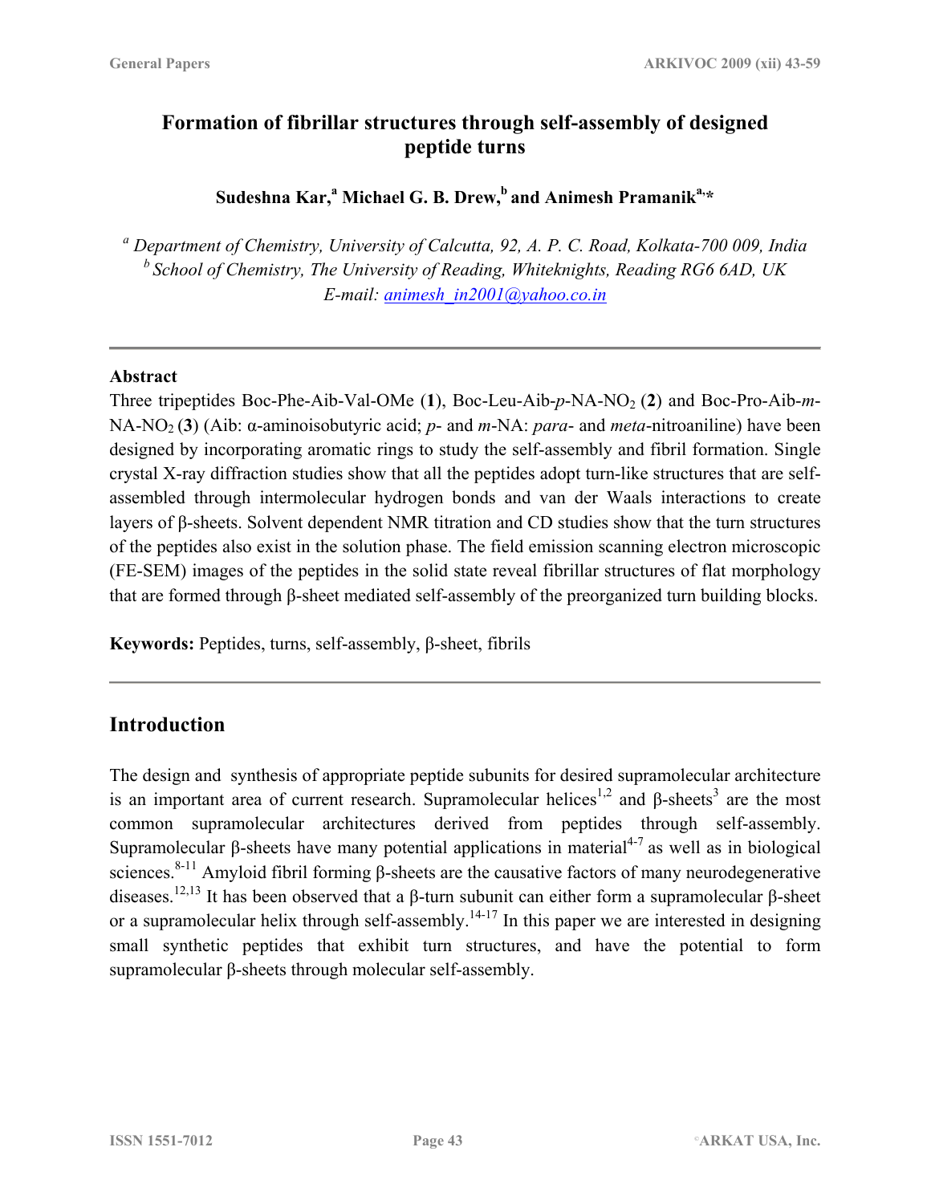# Formation of fibrillar structures through self-assembly of designed peptide turns

**Sudeshna Kar,[a] Michael G. B. Drew,[b] and Animesh Pramanik[a,*]**

*[a] Department of Chemistry, University of Calcutta, 92, A. P. C. Road, Kolkata-700 009, India*
*[b] School of Chemistry, The University of Reading, Whiteknights, Reading RG6 6AD, UK*
*E-mail: animesh_in2001@yahoo.co.in*

---

## Abstract

Three tripeptides Boc-Phe-Aib-Val-OMe (**1**), Boc-Leu-Aib-*p*-NA-$NO_2$ (**2**) and Boc-Pro-Aib-*m*-NA-$NO_2$ (**3**) (Aib: α-aminoisobutyric acid; *p*- and *m*-NA: *para*- and *meta*-nitroaniline) have been designed by incorporating aromatic rings to study the self-assembly and fibril formation. Single crystal X-ray diffraction studies show that all the peptides adopt turn-like structures that are self-assembled through intermolecular hydrogen bonds and van der Waals interactions to create layers of β-sheets. Solvent dependent NMR titration and CD studies show that the turn structures of the peptides also exist in the solution phase. The field emission scanning electron microscopic (FE-SEM) images of the peptides in the solid state reveal fibrillar structures of flat morphology that are formed through β-sheet mediated self-assembly of the preorganized turn building blocks.

**Keywords:** Peptides, turns, self-assembly, β-sheet, fibrils

---

## Introduction

The design and synthesis of appropriate peptide subunits for desired supramolecular architecture is an important area of current research. Supramolecular helices[1,2] and β-sheets[3] are the most common supramolecular architectures derived from peptides through self-assembly. Supramolecular β-sheets have many potential applications in material[4-7] as well as in biological sciences.[8-11] Amyloid fibril forming β-sheets are the causative factors of many neurodegenerative diseases.[12,13] It has been observed that a β-turn subunit can either form a supramolecular β-sheet or a supramolecular helix through self-assembly.[14-17] In this paper we are interested in designing small synthetic peptides that exhibit turn structures, and have the potential to form supramolecular β-sheets through molecular self-assembly.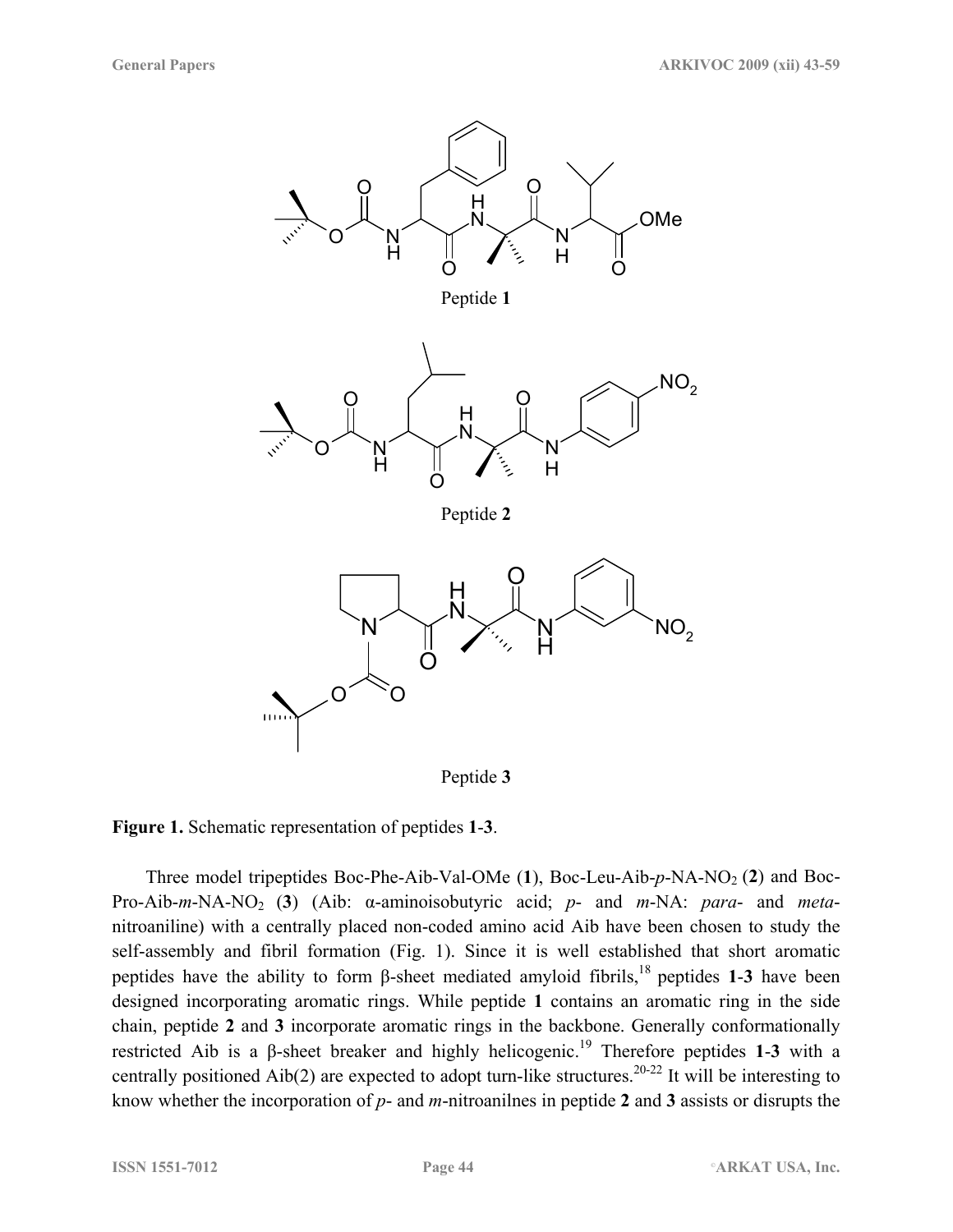Peptide **1**

Peptide **2**

Peptide **3**

**Figure 1.** Schematic representation of peptides **1**-**3**.

Three model tripeptides Boc-Phe-Aib-Val-OMe (**1**), Boc-Leu-Aib-*p*-NA-$NO_2$ (**2**) and Boc-Pro-Aib-*m*-NA-$NO_2$ (**3**) (Aib: α-aminoisobutyric acid; *p*- and *m*-NA: *para*- and *meta*-nitroaniline) with a centrally placed non-coded amino acid Aib have been chosen to study the self-assembly and fibril formation (Fig. 1). Since it is well established that short aromatic peptides have the ability to form β-sheet mediated amyloid fibrils,[18] peptides **1**-**3** have been designed incorporating aromatic rings. While peptide **1** contains an aromatic ring in the side chain, peptide **2** and **3** incorporate aromatic rings in the backbone. Generally conformationally restricted Aib is a β-sheet breaker and highly helicogenic.[19] Therefore peptides **1**-**3** with a centrally positioned Aib(2) are expected to adopt turn-like structures.[20-22] It will be interesting to know whether the incorporation of *p*- and *m*-nitroanilnes in peptide **2** and **3** assists or disrupts the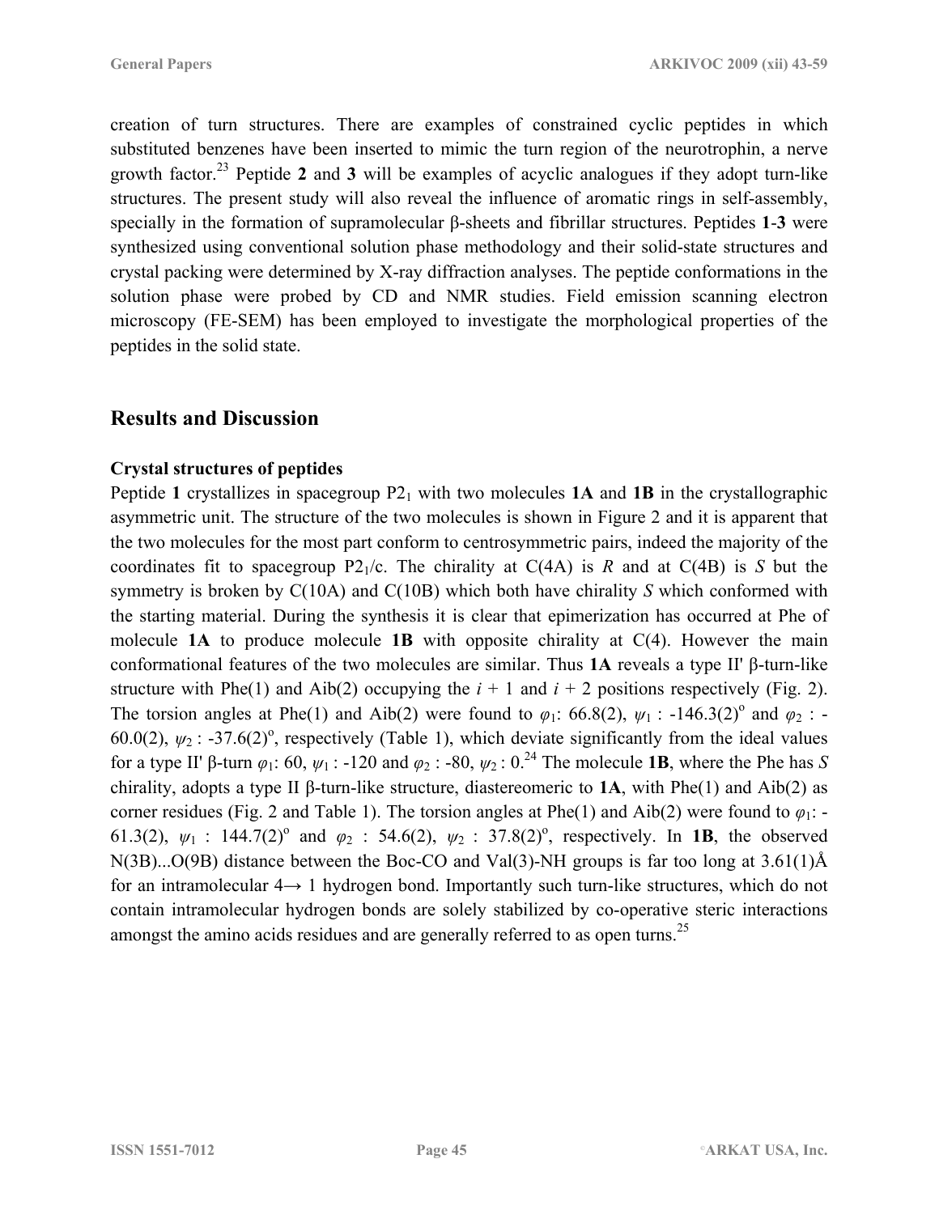creation of turn structures. There are examples of constrained cyclic peptides in which substituted benzenes have been inserted to mimic the turn region of the neurotrophin, a nerve growth factor.[23] Peptide **2** and **3** will be examples of acyclic analogues if they adopt turn-like structures. The present study will also reveal the influence of aromatic rings in self-assembly, specially in the formation of supramolecular β-sheets and fibrillar structures. Peptides **1**-**3** were synthesized using conventional solution phase methodology and their solid-state structures and crystal packing were determined by X-ray diffraction analyses. The peptide conformations in the solution phase were probed by CD and NMR studies. Field emission scanning electron microscopy (FE-SEM) has been employed to investigate the morphological properties of the peptides in the solid state.

## Results and Discussion

### Crystal structures of peptides

Peptide **1** crystallizes in spacegroup $P2_1$ with two molecules **1A** and **1B** in the crystallographic asymmetric unit. The structure of the two molecules is shown in Figure 2 and it is apparent that the two molecules for the most part conform to centrosymmetric pairs, indeed the majority of the coordinates fit to spacegroup $P2_1/c$. The chirality at C(4A) is *R* and at C(4B) is *S* but the symmetry is broken by C(10A) and C(10B) which both have chirality *S* which conformed with the starting material. During the synthesis it is clear that epimerization has occurred at Phe of molecule **1A** to produce molecule **1B** with opposite chirality at C(4). However the main conformational features of the two molecules are similar. Thus **1A** reveals a type II' β-turn-like structure with Phe(1) and Aib(2) occupying the $i + 1$ and $i + 2$ positions respectively (Fig. 2). The torsion angles at Phe(1) and Aib(2) were found to $\varphi_1$: 66.8(2), $\psi_1$ : -146.3(2)° and $\varphi_2$ : -60.0(2), $\psi_2$ : -37.6(2)°, respectively (Table 1), which deviate significantly from the ideal values for a type II' β-turn $\varphi_1$: 60, $\psi_1$ : -120 and $\varphi_2$ : -80, $\psi_2$ : 0.[24] The molecule **1B**, where the Phe has *S* chirality, adopts a type II β-turn-like structure, diastereomeric to **1A**, with Phe(1) and Aib(2) as corner residues (Fig. 2 and Table 1). The torsion angles at Phe(1) and Aib(2) were found to $\varphi_1$: -61.3(2), $\psi_1$ : 144.7(2)° and $\varphi_2$ : 54.6(2), $\psi_2$ : 37.8(2)°, respectively. In **1B**, the observed N(3B)...O(9B) distance between the Boc-CO and Val(3)-NH groups is far too long at 3.61(1)Å for an intramolecular 4→ 1 hydrogen bond. Importantly such turn-like structures, which do not contain intramolecular hydrogen bonds are solely stabilized by co-operative steric interactions amongst the amino acids residues and are generally referred to as open turns.[25]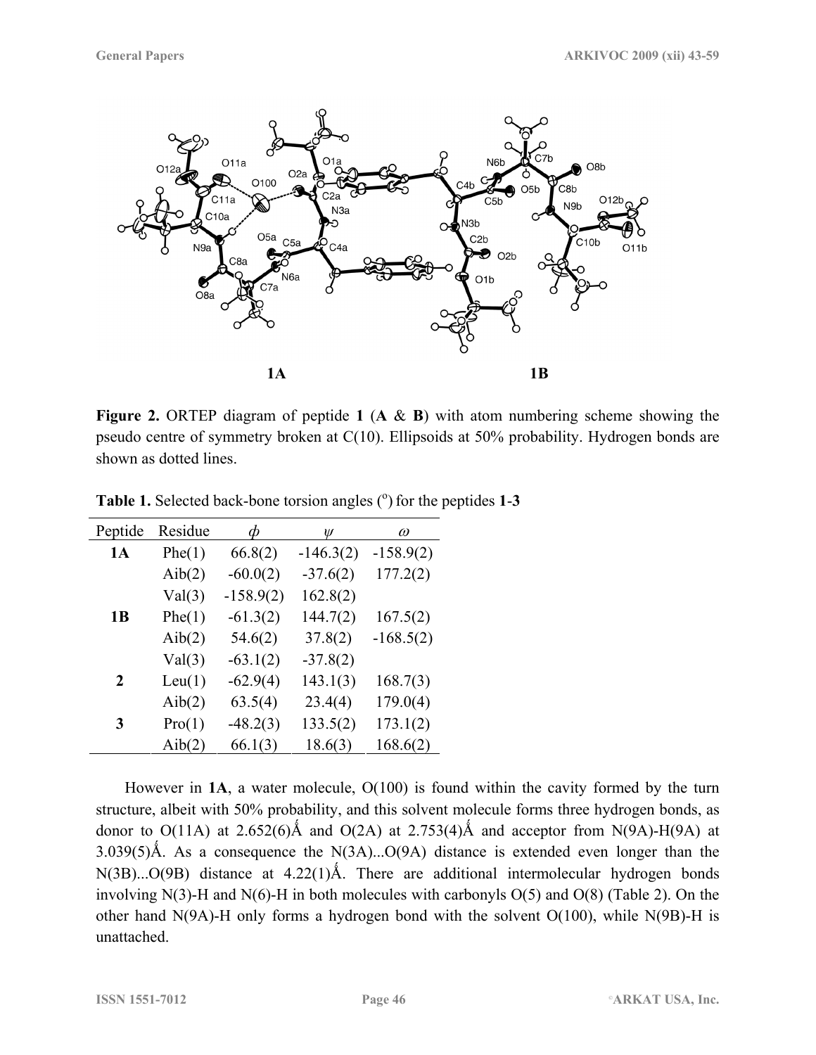**Figure 2.** ORTEP diagram of peptide **1** (**A** & **B**) with atom numbering scheme showing the pseudo centre of symmetry broken at C(10). Ellipsoids at 50% probability. Hydrogen bonds are shown as dotted lines.

**Table 1.** Selected back-bone torsion angles (°) for the peptides **1**-**3**

| Peptide | Residue | $\phi$ | $\psi$ | $\omega$ |
|---|---|---|---|---|
| **1A** | Phe(1) | 66.8(2) | -146.3(2) | -158.9(2) |
| | Aib(2) | -60.0(2) | -37.6(2) | 177.2(2) |
| | Val(3) | -158.9(2) | 162.8(2) | |
| **1B** | Phe(1) | -61.3(2) | 144.7(2) | 167.5(2) |
| | Aib(2) | 54.6(2) | 37.8(2) | -168.5(2) |
| | Val(3) | -63.1(2) | -37.8(2) | |
| **2** | Leu(1) | -62.9(4) | 143.1(3) | 168.7(3) |
| | Aib(2) | 63.5(4) | 23.4(4) | 179.0(4) |
| **3** | Pro(1) | -48.2(3) | 133.5(2) | 173.1(2) |
| | Aib(2) | 66.1(3) | 18.6(3) | 168.6(2) |

However in **1A**, a water molecule, O(100) is found within the cavity formed by the turn structure, albeit with 50% probability, and this solvent molecule forms three hydrogen bonds, as donor to O(11A) at 2.652(6)Å and O(2A) at 2.753(4)Å and acceptor from N(9A)-H(9A) at 3.039(5)Å. As a consequence the N(3A)...O(9A) distance is extended even longer than the N(3B)...O(9B) distance at 4.22(1)Å. There are additional intermolecular hydrogen bonds involving N(3)-H and N(6)-H in both molecules with carbonyls O(5) and O(8) (Table 2). On the other hand N(9A)-H only forms a hydrogen bond with the solvent O(100), while N(9B)-H is unattached.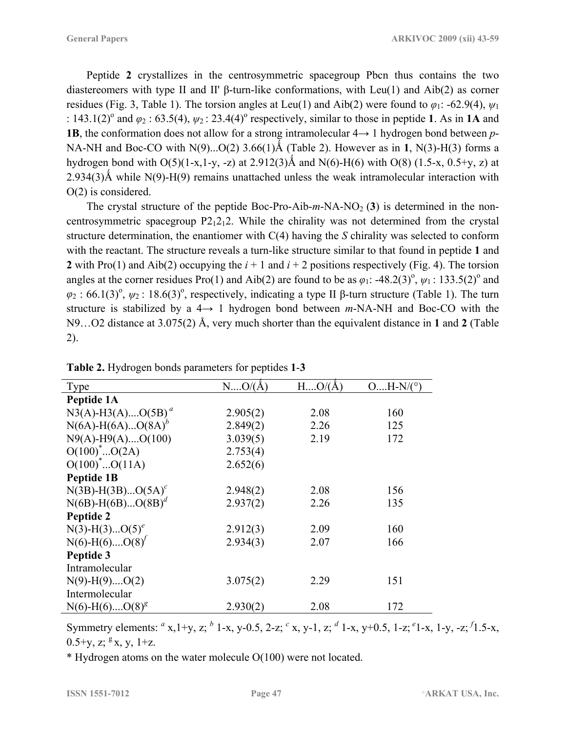Peptide **2** crystallizes in the centrosymmetric spacegroup Pbcn thus contains the two diastereomers with type II and II' β-turn-like conformations, with Leu(1) and Aib(2) as corner residues (Fig. 3, Table 1). The torsion angles at Leu(1) and Aib(2) were found to $\varphi_1$: -62.9(4), $\psi_1$ : 143.1(2)$^o$ and $\varphi_2$ : 63.5(4), $\psi_2$ : 23.4(4)$^o$ respectively, similar to those in peptide **1**. As in **1A** and **1B**, the conformation does not allow for a strong intramolecular 4→ 1 hydrogen bond between *p*-NA-NH and Boc-CO with N(9)...O(2) 3.66(1)Å (Table 2). However as in **1**, N(3)-H(3) forms a hydrogen bond with O(5)(1-x,1-y, -z) at 2.912(3)Å and N(6)-H(6) with O(8) (1.5-x, 0.5+y, z) at 2.934(3)Å while N(9)-H(9) remains unattached unless the weak intramolecular interaction with O(2) is considered.

The crystal structure of the peptide Boc-Pro-Aib-*m*-NA-$NO_2$ (**3**) is determined in the non-centrosymmetric spacegroup $P2_12_12$. While the chirality was not determined from the crystal structure determination, the enantiomer with C(4) having the *S* chirality was selected to conform with the reactant. The structure reveals a turn-like structure similar to that found in peptide **1** and **2** with Pro(1) and Aib(2) occupying the $i + 1$ and $i + 2$ positions respectively (Fig. 4). The torsion angles at the corner residues Pro(1) and Aib(2) are found to be as $\varphi_1$: -48.2(3)$^o$, $\psi_1$ : 133.5(2)$^o$ and $\varphi_2$ : 66.1(3)$^o$, $\psi_2$ : 18.6(3)$^o$, respectively, indicating a type II β-turn structure (Table 1). The turn structure is stabilized by a 4→ 1 hydrogen bond between *m*-NA-NH and Boc-CO with the N9…O2 distance at 3.075(2) Å, very much shorter than the equivalent distance in **1** and **2** (Table 2).

**Table 2.** Hydrogen bonds parameters for peptides **1**-**3**

| Type | N....O/(Å) | H....O/(Å) | O....H-N/(°) |
|---|---|---|---|
| **Peptide 1A** | | | |
| N3(A)-H3(A)....O(5B) [a] | 2.905(2) | 2.08 | 160 |
| N(6A)-H(6A)...O(8A) [b] | 2.849(2) | 2.26 | 125 |
| N9(A)-H9(A)....O(100) | 3.039(5) | 2.19 | 172 |
| O(100)*...O(2A) | 2.753(4) | | |
| O(100)*...O(11A) | 2.652(6) | | |
| **Peptide 1B** | | | |
| N(3B)-H(3B)...O(5A) [c] | 2.948(2) | 2.08 | 156 |
| N(6B)-H(6B)...O(8B) [d] | 2.937(2) | 2.26 | 135 |
| **Peptide 2** | | | |
| N(3)-H(3)...O(5) [e] | 2.912(3) | 2.09 | 160 |
| N(6)-H(6)....O(8) [f] | 2.934(3) | 2.07 | 166 |
| **Peptide 3** | | | |
| Intramolecular | | | |
| N(9)-H(9)....O(2) | 3.075(2) | 2.29 | 151 |
| Intermolecular | | | |
| N(6)-H(6)....O(8) [g] | 2.930(2) | 2.08 | 172 |

Symmetry elements: [a] x,1+y, z; [b] 1-x, y-0.5, 2-z; [c] x, y-1, z; [d] 1-x, y+0.5, 1-z; [e] 1-x, 1-y, -z; [f] 1.5-x, 0.5+y, z; [g] x, y, 1+z.

\* Hydrogen atoms on the water molecule O(100) were not located.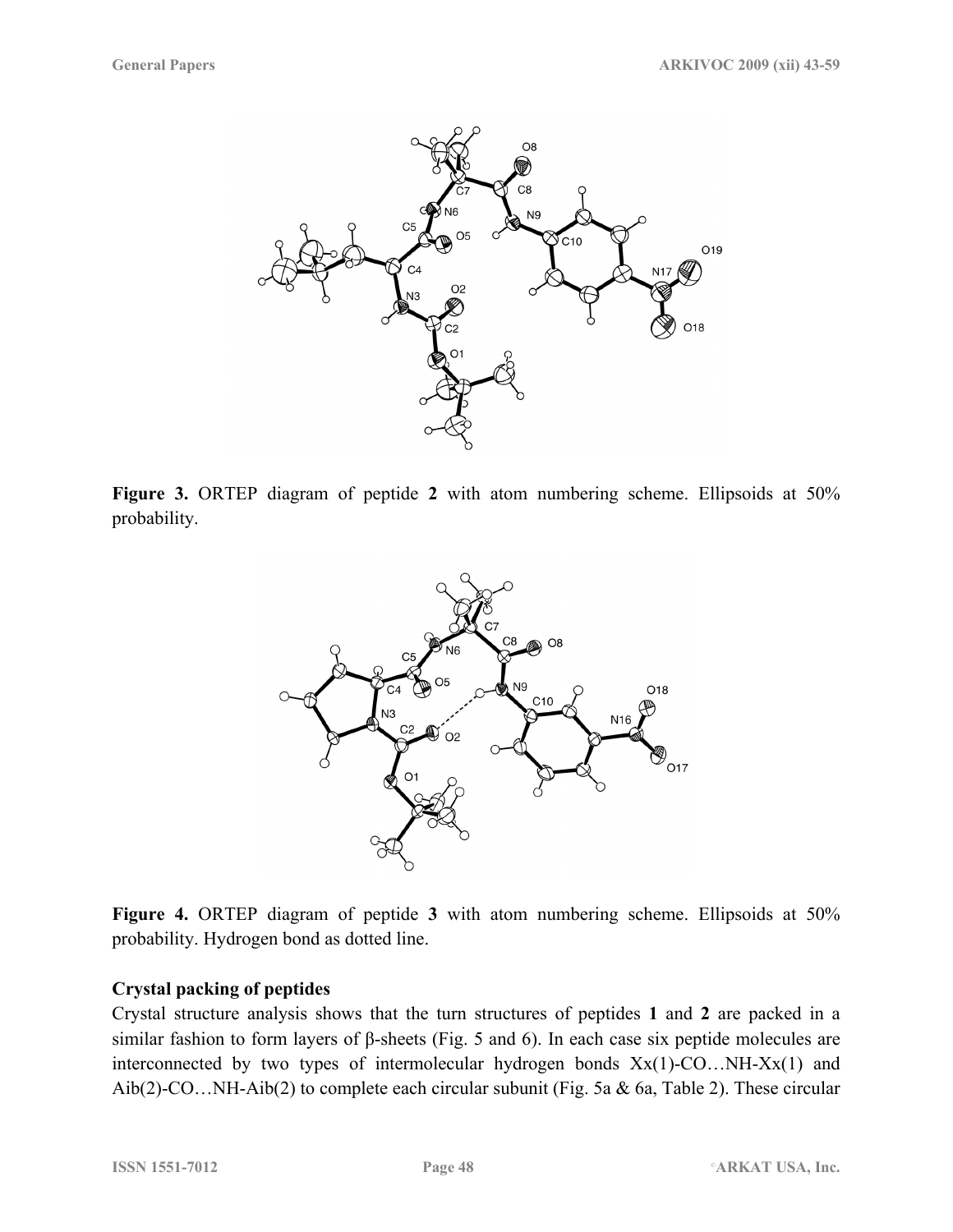**Figure 3.** ORTEP diagram of peptide **2** with atom numbering scheme. Ellipsoids at 50% probability.

**Figure 4.** ORTEP diagram of peptide **3** with atom numbering scheme. Ellipsoids at 50% probability. Hydrogen bond as dotted line.

**Crystal packing of peptides**

Crystal structure analysis shows that the turn structures of peptides **1** and **2** are packed in a similar fashion to form layers of β-sheets (Fig. 5 and 6). In each case six peptide molecules are interconnected by two types of intermolecular hydrogen bonds Xx(1)-CO…NH-Xx(1) and Aib(2)-CO…NH-Aib(2) to complete each circular subunit (Fig. 5a & 6a, Table 2). These circular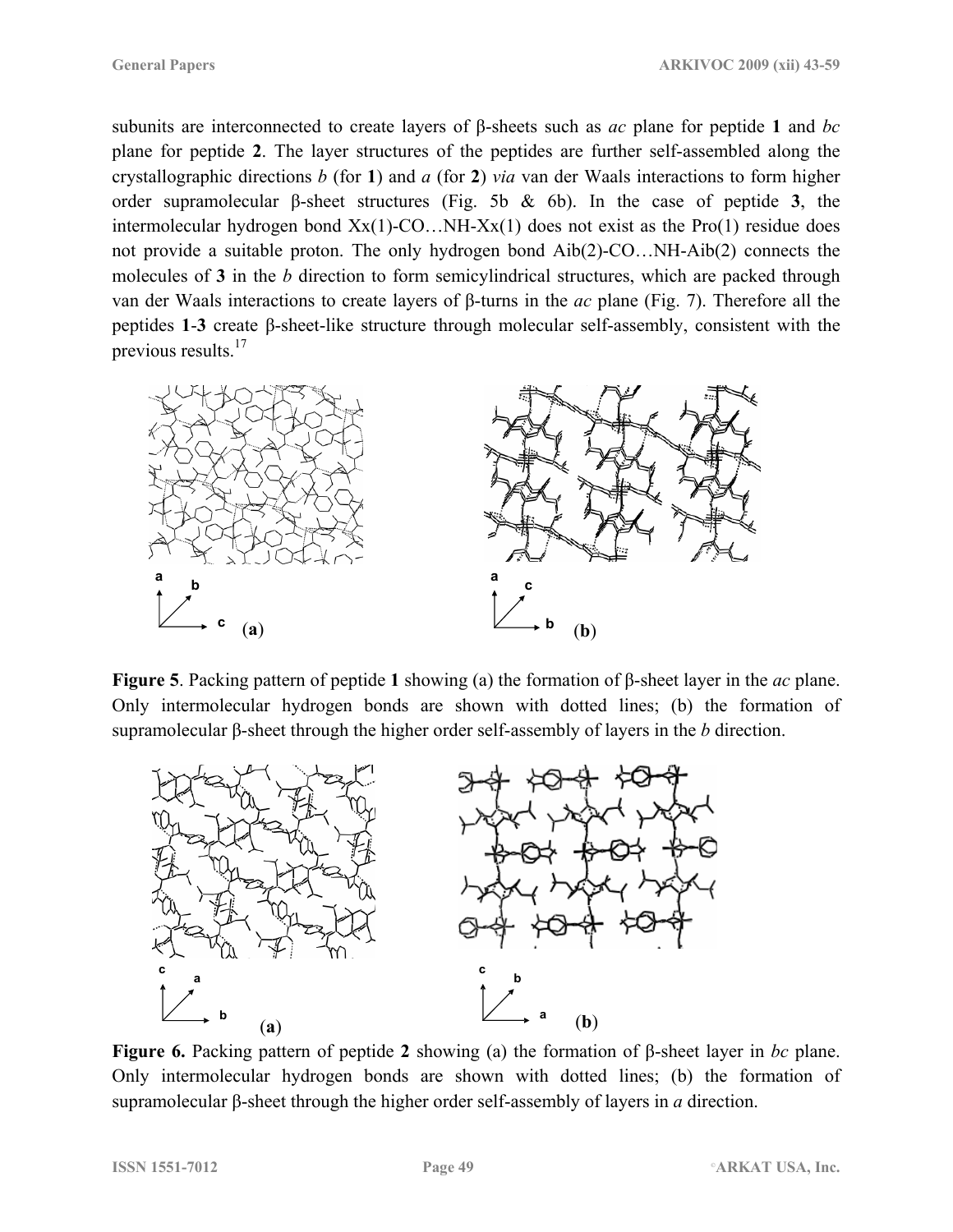subunits are interconnected to create layers of β-sheets such as *ac* plane for peptide **1** and *bc* plane for peptide **2**. The layer structures of the peptides are further self-assembled along the crystallographic directions *b* (for **1**) and *a* (for **2**) *via* van der Waals interactions to form higher order supramolecular β-sheet structures (Fig. 5b & 6b). In the case of peptide **3**, the intermolecular hydrogen bond Xx(1)-CO…NH-Xx(1) does not exist as the Pro(1) residue does not provide a suitable proton. The only hydrogen bond Aib(2)-CO…NH-Aib(2) connects the molecules of **3** in the *b* direction to form semicylindrical structures, which are packed through van der Waals interactions to create layers of β-turns in the *ac* plane (Fig. 7). Therefore all the peptides **1**-**3** create β-sheet-like structure through molecular self-assembly, consistent with the previous results.[17]

**Figure 5**. Packing pattern of peptide **1** showing (a) the formation of β-sheet layer in the *ac* plane. Only intermolecular hydrogen bonds are shown with dotted lines; (b) the formation of supramolecular β-sheet through the higher order self-assembly of layers in the *b* direction.

**Figure 6.** Packing pattern of peptide **2** showing (a) the formation of β-sheet layer in *bc* plane. Only intermolecular hydrogen bonds are shown with dotted lines; (b) the formation of supramolecular β-sheet through the higher order self-assembly of layers in *a* direction.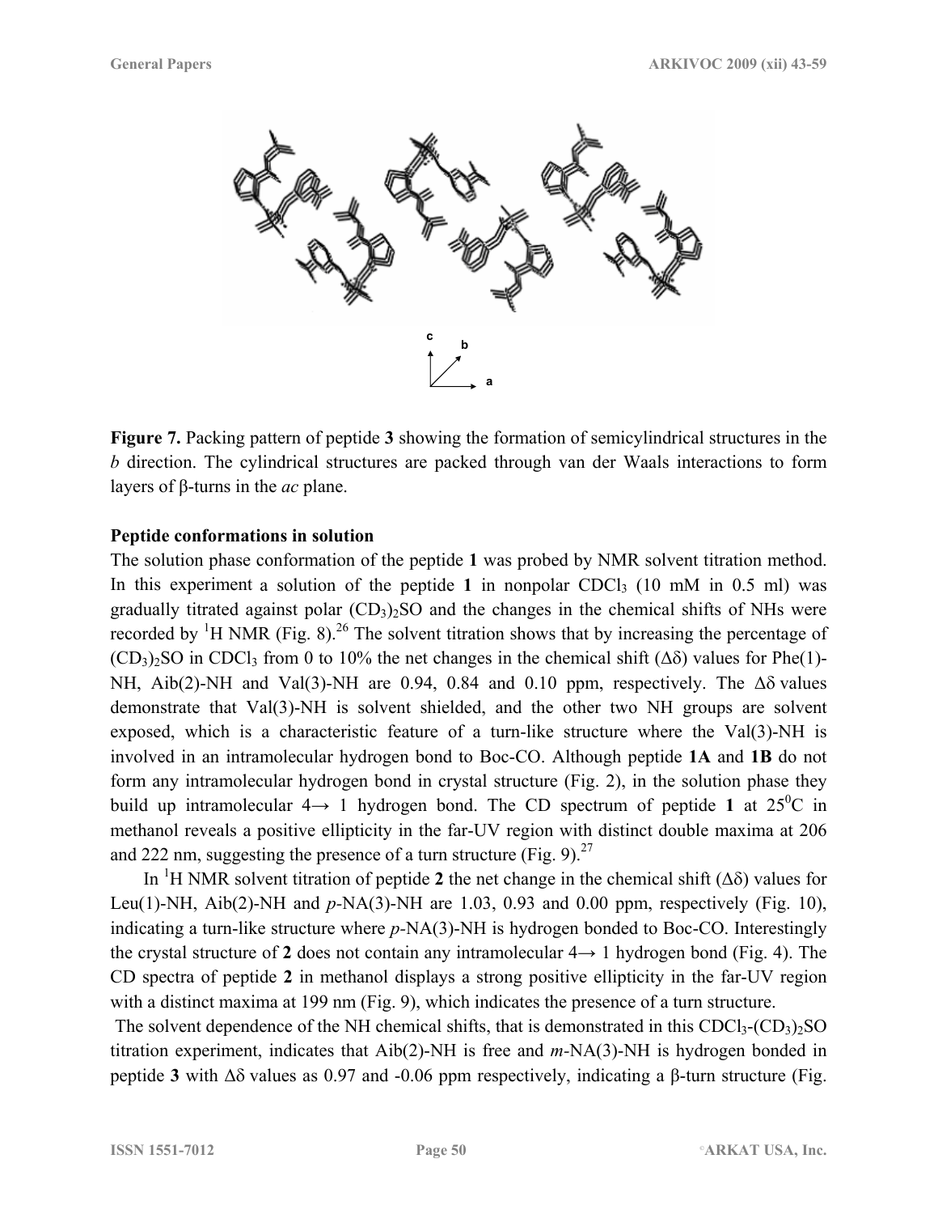**Figure 7.** Packing pattern of peptide **3** showing the formation of semicylindrical structures in the *b* direction. The cylindrical structures are packed through van der Waals interactions to form layers of β-turns in the *ac* plane.

**Peptide conformations in solution**

The solution phase conformation of the peptide **1** was probed by NMR solvent titration method. In this experiment a solution of the peptide **1** in nonpolar $CDCl_3$ (10 mM in 0.5 ml) was gradually titrated against polar $(CD_3)_2SO$ and the changes in the chemical shifts of NHs were recorded by $^1$H NMR (Fig. 8).[26] The solvent titration shows that by increasing the percentage of $(CD_3)_2SO$ in $CDCl_3$ from 0 to 10% the net changes in the chemical shift ($\Delta\delta$) values for Phe(1)-NH, Aib(2)-NH and Val(3)-NH are 0.94, 0.84 and 0.10 ppm, respectively. The $\Delta\delta$ values demonstrate that Val(3)-NH is solvent shielded, and the other two NH groups are solvent exposed, which is a characteristic feature of a turn-like structure where the Val(3)-NH is involved in an intramolecular hydrogen bond to Boc-CO. Although peptide **1A** and **1B** do not form any intramolecular hydrogen bond in crystal structure (Fig. 2), in the solution phase they build up intramolecular 4→ 1 hydrogen bond. The CD spectrum of peptide **1** at 25$^0$C in methanol reveals a positive ellipticity in the far-UV region with distinct double maxima at 206 and 222 nm, suggesting the presence of a turn structure (Fig. 9).[27]

In $^1$H NMR solvent titration of peptide **2** the net change in the chemical shift ($\Delta\delta$) values for Leu(1)-NH, Aib(2)-NH and *p*-NA(3)-NH are 1.03, 0.93 and 0.00 ppm, respectively (Fig. 10), indicating a turn-like structure where *p*-NA(3)-NH is hydrogen bonded to Boc-CO. Interestingly the crystal structure of **2** does not contain any intramolecular 4→ 1 hydrogen bond (Fig. 4). The CD spectra of peptide **2** in methanol displays a strong positive ellipticity in the far-UV region with a distinct maxima at 199 nm (Fig. 9), which indicates the presence of a turn structure.

The solvent dependence of the NH chemical shifts, that is demonstrated in this $CDCl_3$-$(CD_3)_2SO$ titration experiment, indicates that Aib(2)-NH is free and *m*-NA(3)-NH is hydrogen bonded in peptide **3** with $\Delta\delta$ values as 0.97 and -0.06 ppm respectively, indicating a β-turn structure (Fig.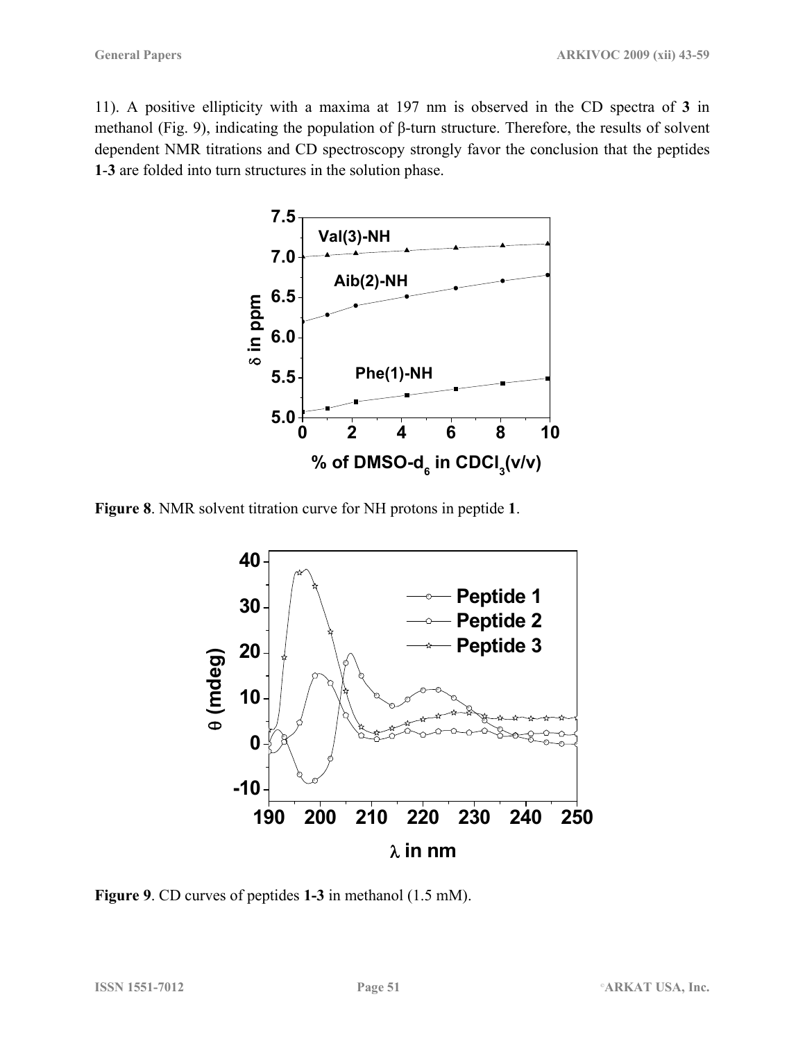11). A positive ellipticity with a maxima at 197 nm is observed in the CD spectra of **3** in methanol (Fig. 9), indicating the population of β-turn structure. Therefore, the results of solvent dependent NMR titrations and CD spectroscopy strongly favor the conclusion that the peptides **1**-**3** are folded into turn structures in the solution phase.

**Figure 8**. NMR solvent titration curve for NH protons in peptide **1**.

**Figure 9**. CD curves of peptides **1-3** in methanol (1.5 mM).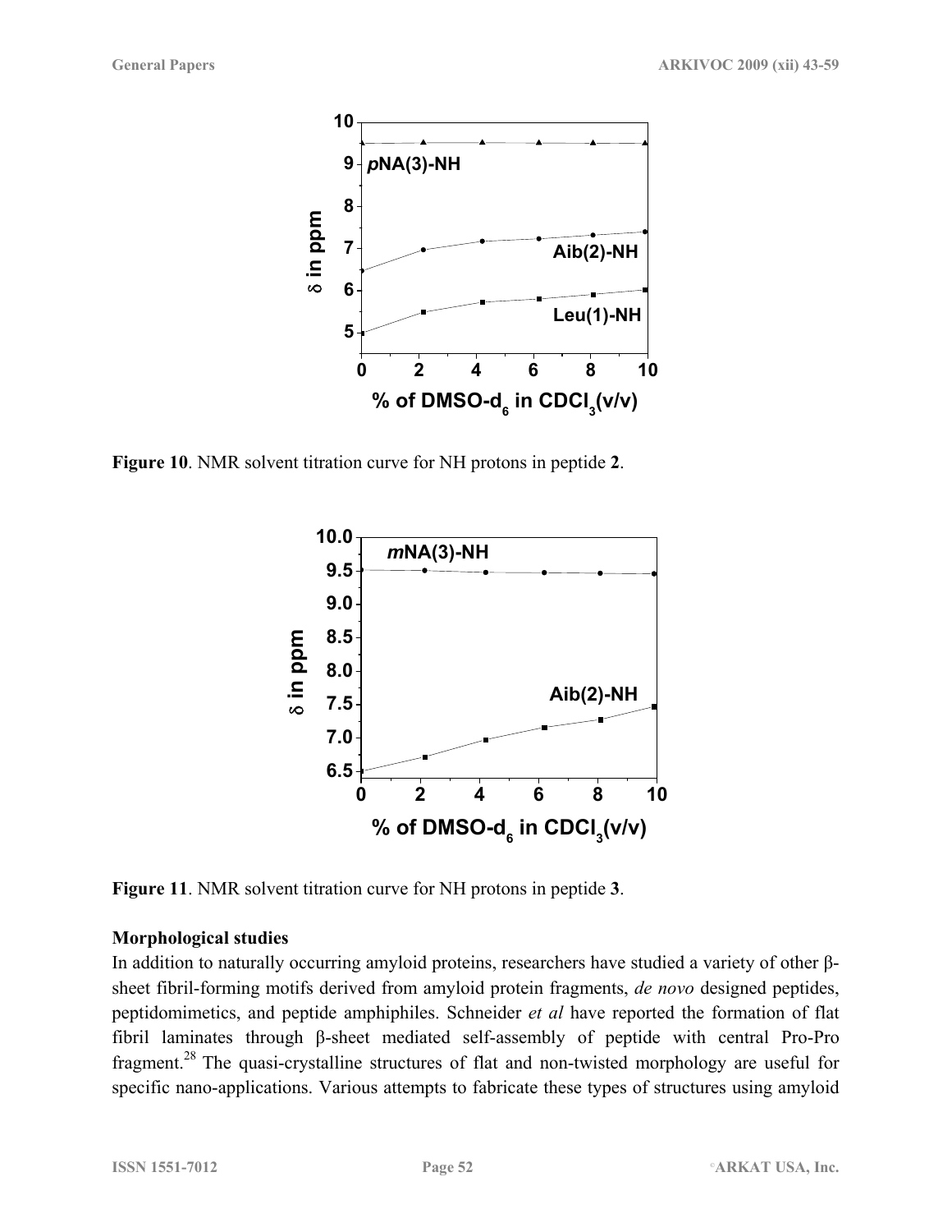**Figure 10**. NMR solvent titration curve for NH protons in peptide **2**.

**Figure 11**. NMR solvent titration curve for NH protons in peptide **3**.

**Morphological studies**

In addition to naturally occurring amyloid proteins, researchers have studied a variety of other β-sheet fibril-forming motifs derived from amyloid protein fragments, *de novo* designed peptides, peptidomimetics, and peptide amphiphiles. Schneider *et al* have reported the formation of flat fibril laminates through β-sheet mediated self-assembly of peptide with central Pro-Pro fragment.[28] The quasi-crystalline structures of flat and non-twisted morphology are useful for specific nano-applications. Various attempts to fabricate these types of structures using amyloid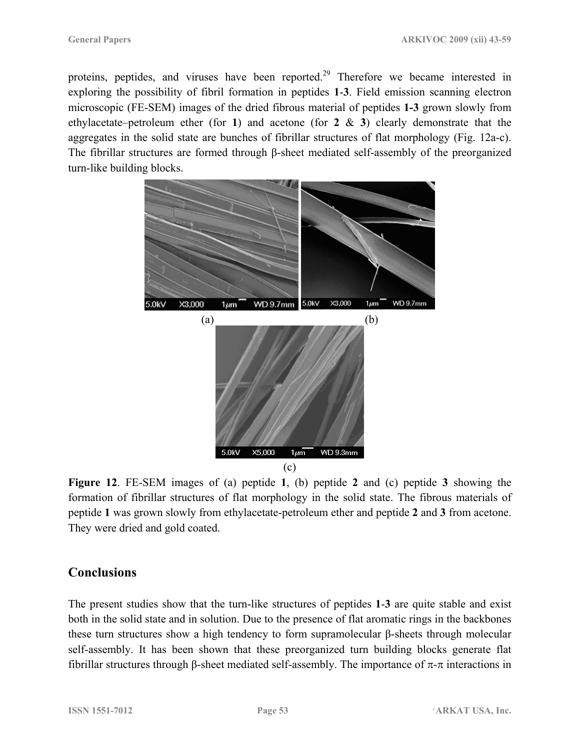proteins, peptides, and viruses have been reported.[29] Therefore we became interested in exploring the possibility of fibril formation in peptides **1**-**3**. Field emission scanning electron microscopic (FE-SEM) images of the dried fibrous material of peptides **1-3** grown slowly from ethylacetate–petroleum ether (for **1**) and acetone (for **2** & **3**) clearly demonstrate that the aggregates in the solid state are bunches of fibrillar structures of flat morphology (Fig. 12a-c). The fibrillar structures are formed through β-sheet mediated self-assembly of the preorganized turn-like building blocks.

(a) (b)

(c)

**Figure 12**. FE-SEM images of (a) peptide **1**, (b) peptide **2** and (c) peptide **3** showing the formation of fibrillar structures of flat morphology in the solid state. The fibrous materials of peptide **1** was grown slowly from ethylacetate-petroleum ether and peptide **2** and **3** from acetone. They were dried and gold coated.

## Conclusions

The present studies show that the turn-like structures of peptides **1**-**3** are quite stable and exist both in the solid state and in solution. Due to the presence of flat aromatic rings in the backbones these turn structures show a high tendency to form supramolecular β-sheets through molecular self-assembly. It has been shown that these preorganized turn building blocks generate flat fibrillar structures through β-sheet mediated self-assembly. The importance of π-π interactions in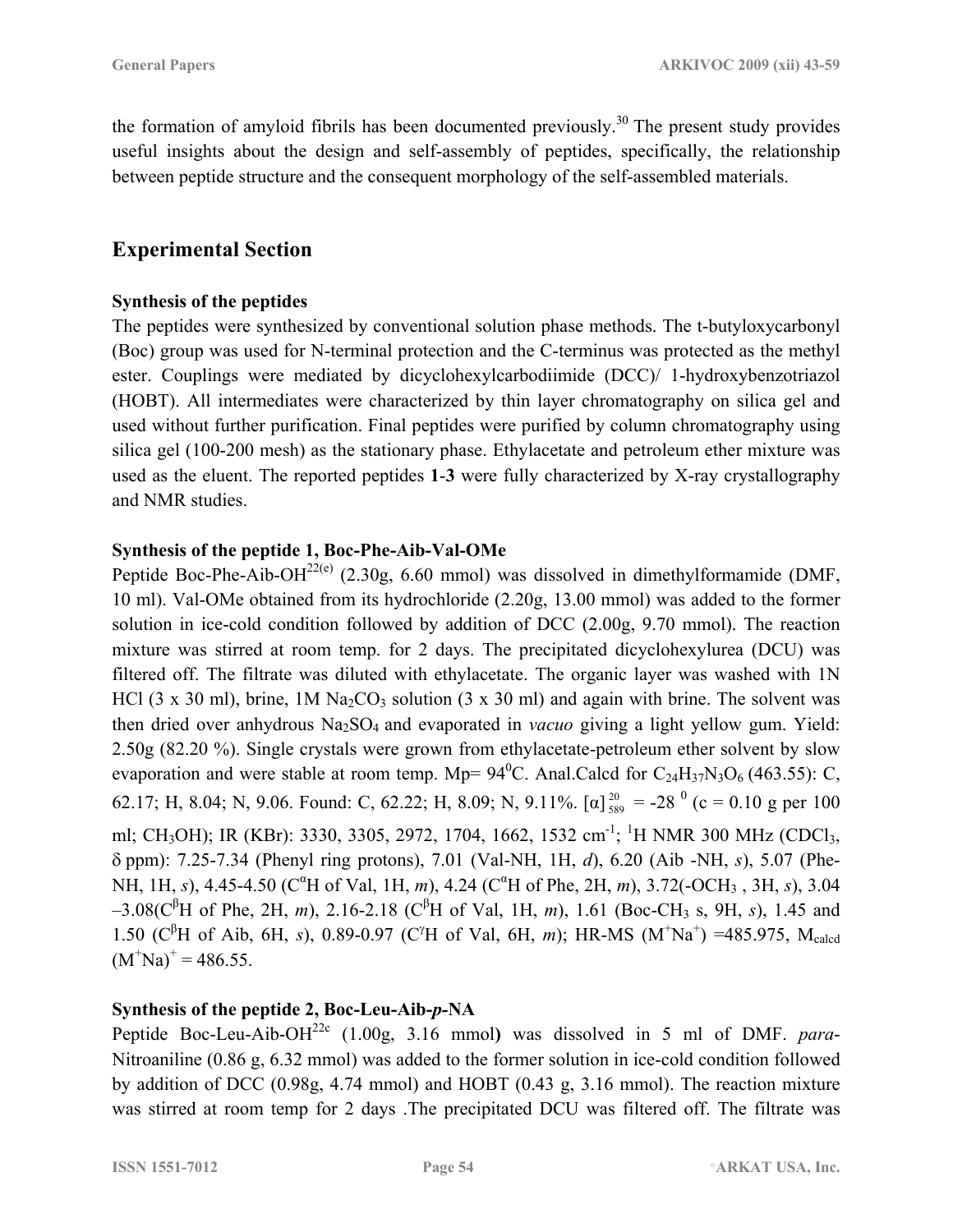the formation of amyloid fibrils has been documented previously.[30] The present study provides useful insights about the design and self-assembly of peptides, specifically, the relationship between peptide structure and the consequent morphology of the self-assembled materials.

## Experimental Section

**Synthesis of the peptides**

The peptides were synthesized by conventional solution phase methods. The t-butyloxycarbonyl (Boc) group was used for N-terminal protection and the C-terminus was protected as the methyl ester. Couplings were mediated by dicyclohexylcarbodiimide (DCC)/ 1-hydroxybenzotriazol (HOBT). All intermediates were characterized by thin layer chromatography on silica gel and used without further purification. Final peptides were purified by column chromatography using silica gel (100-200 mesh) as the stationary phase. Ethylacetate and petroleum ether mixture was used as the eluent. The reported peptides **1**-**3** were fully characterized by X-ray crystallography and NMR studies.

**Synthesis of the peptide 1, Boc-Phe-Aib-Val-OMe**

Peptide Boc-Phe-Aib-OH[22(e)] (2.30g, 6.60 mmol) was dissolved in dimethylformamide (DMF, 10 ml). Val-OMe obtained from its hydrochloride (2.20g, 13.00 mmol) was added to the former solution in ice-cold condition followed by addition of DCC (2.00g, 9.70 mmol). The reaction mixture was stirred at room temp. for 2 days. The precipitated dicyclohexylurea (DCU) was filtered off. The filtrate was diluted with ethylacetate. The organic layer was washed with 1N HCl (3 x 30 ml), brine, 1M $Na_2CO_3$ solution (3 x 30 ml) and again with brine. The solvent was then dried over anhydrous $Na_2SO_4$ and evaporated in *vacuo* giving a light yellow gum. Yield: 2.50g (82.20 %). Single crystals were grown from ethylacetate-petroleum ether solvent by slow evaporation and were stable at room temp. Mp= $94^0$C. Anal.Calcd for $C_{24}H_{37}N_3O_6$ (463.55): C, 62.17; H, 8.04; N, 9.06. Found: C, 62.22; H, 8.09; N, 9.11%. $[\alpha]^{20}_{589}$ = -28 $^0$ (c = 0.10 g per 100 ml; $CH_3OH$); IR (KBr): 3330, 3305, 2972, 1704, 1662, 1532 $cm^{-1}$; $^1H$ NMR 300 MHz ($CDCl_3$, δ ppm): 7.25-7.34 (Phenyl ring protons), 7.01 (Val-NH, 1H, *d*), 6.20 (Aib -NH, *s*), 5.07 (Phe-NH, 1H, *s*), 4.45-4.50 ($C^{\alpha}H$ of Val, 1H, *m*), 4.24 ($C^{\alpha}H$ of Phe, 2H, *m*), 3.72(-$OCH_3$ , 3H, *s*), 3.04 –3.08($C^{\beta}H$ of Phe, 2H, *m*), 2.16-2.18 ($C^{\beta}H$ of Val, 1H, *m*), 1.61 (Boc-$CH_3$ s, 9H, *s*), 1.45 and 1.50 ($C^{\beta}H$ of Aib, 6H, *s*), 0.89-0.97 ($C^{\gamma}H$ of Val, 6H, *m*); HR-MS ($M^+Na^+$) =485.975, $M_{calcd}$ $(M^+Na)^+$ = 486.55.

**Synthesis of the peptide 2, Boc-Leu-Aib-*p*-NA**

Peptide Boc-Leu-Aib-OH[22c] (1.00g, 3.16 mmol**)** was dissolved in 5 ml of DMF. *para*-Nitroaniline (0.86 g, 6.32 mmol) was added to the former solution in ice-cold condition followed by addition of DCC (0.98g, 4.74 mmol) and HOBT (0.43 g, 3.16 mmol). The reaction mixture was stirred at room temp for 2 days .The precipitated DCU was filtered off. The filtrate was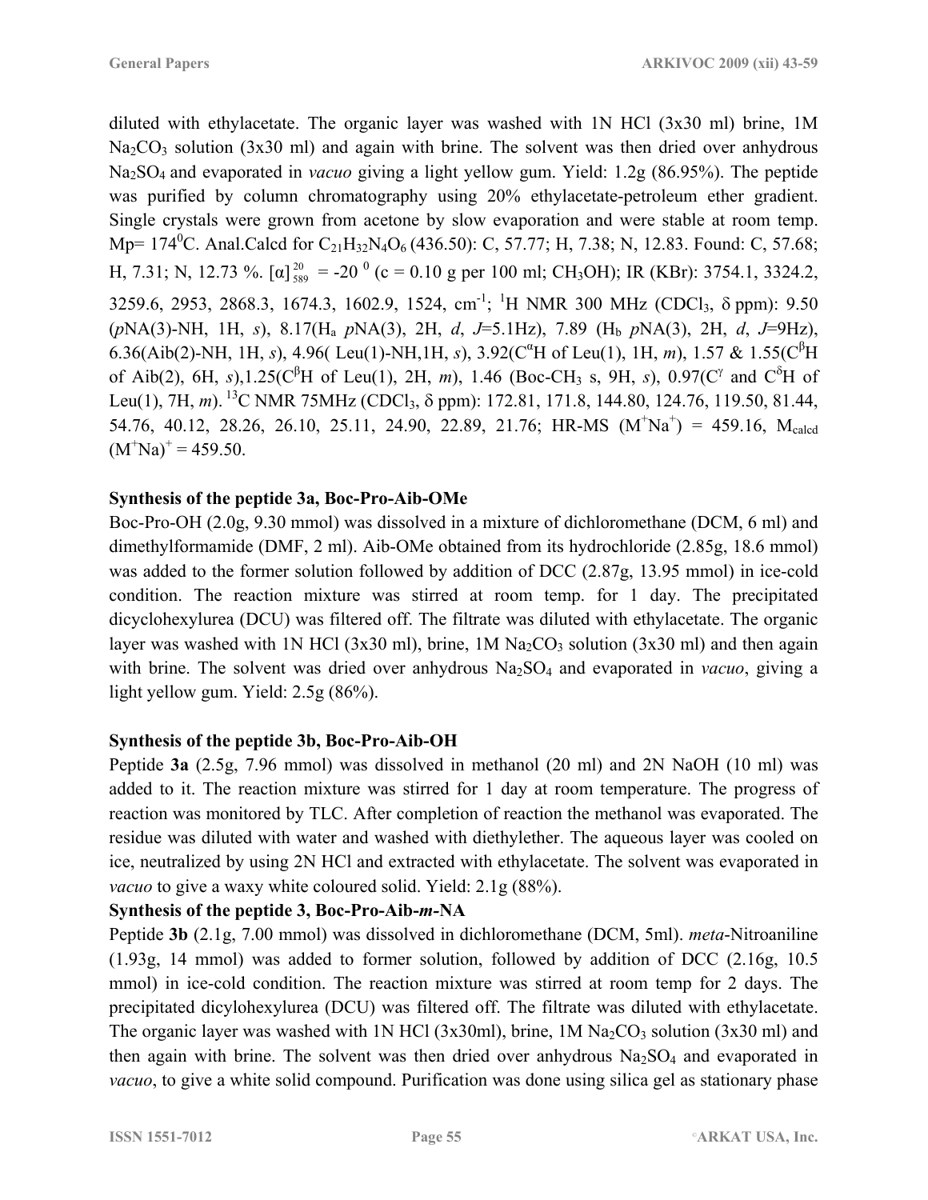diluted with ethylacetate. The organic layer was washed with 1N HCl (3x30 ml) brine, 1M $Na_2CO_3$ solution (3x30 ml) and again with brine. The solvent was then dried over anhydrous $Na_2SO_4$ and evaporated in *vacuo* giving a light yellow gum. Yield: 1.2g (86.95%). The peptide was purified by column chromatography using 20% ethylacetate-petroleum ether gradient. Single crystals were grown from acetone by slow evaporation and were stable at room temp. Mp= $174^0$C. Anal.Calcd for $C_{21}H_{32}N_4O_6$ (436.50): C, 57.77; H, 7.38; N, 12.83. Found: C, 57.68; H, 7.31; N, 12.73 %. $[\alpha]^{20}_{589}$ = -20 $^0$ (c = 0.10 g per 100 ml; $CH_3OH$); IR (KBr): 3754.1, 3324.2, 3259.6, 2953, 2868.3, 1674.3, 1602.9, 1524, $cm^{-1}$; $^1$H NMR 300 MHz ($CDCl_3$, δ ppm): 9.50 (*p*NA(3)-NH, 1H, *s*), 8.17($H_a$ *p*NA(3), 2H, *d*, *J*=5.1Hz), 7.89 ($H_b$ *p*NA(3), 2H, *d*, *J*=9Hz), 6.36(Aib(2)-NH, 1H, *s*), 4.96( Leu(1)-NH,1H, *s*), 3.92($C^{\alpha}$H of Leu(1), 1H, *m*), 1.57 & 1.55($C^{\beta}$H of Aib(2), 6H, *s*),1.25($C^{\beta}$H of Leu(1), 2H, *m*), 1.46 (Boc-$CH_3$ s, 9H, *s*), 0.97($C^{\gamma}$ and $C^{\delta}$H of Leu(1), 7H, *m*). $^{13}$C NMR 75MHz ($CDCl_3$, δ ppm): 172.81, 171.8, 144.80, 124.76, 119.50, 81.44, 54.76, 40.12, 28.26, 26.10, 25.11, 24.90, 22.89, 21.76; HR-MS ($M^+Na^+$) = 459.16, $M_{calcd}$ $(M^+Na)^+$ = 459.50.

**Synthesis of the peptide 3a, Boc-Pro-Aib-OMe**

Boc-Pro-OH (2.0g, 9.30 mmol) was dissolved in a mixture of dichloromethane (DCM, 6 ml) and dimethylformamide (DMF, 2 ml). Aib-OMe obtained from its hydrochloride (2.85g, 18.6 mmol) was added to the former solution followed by addition of DCC (2.87g, 13.95 mmol) in ice-cold condition. The reaction mixture was stirred at room temp. for 1 day. The precipitated dicyclohexylurea (DCU) was filtered off. The filtrate was diluted with ethylacetate. The organic layer was washed with 1N HCl (3x30 ml), brine, 1M $Na_2CO_3$ solution (3x30 ml) and then again with brine. The solvent was dried over anhydrous $Na_2SO_4$ and evaporated in *vacuo*, giving a light yellow gum. Yield: 2.5g (86%).

**Synthesis of the peptide 3b, Boc-Pro-Aib-OH**

Peptide **3a** (2.5g, 7.96 mmol) was dissolved in methanol (20 ml) and 2N NaOH (10 ml) was added to it. The reaction mixture was stirred for 1 day at room temperature. The progress of reaction was monitored by TLC. After completion of reaction the methanol was evaporated. The residue was diluted with water and washed with diethylether. The aqueous layer was cooled on ice, neutralized by using 2N HCl and extracted with ethylacetate. The solvent was evaporated in *vacuo* to give a waxy white coloured solid. Yield: 2.1g (88%).

**Synthesis of the peptide 3, Boc-Pro-Aib-*m*-NA**

Peptide **3b** (2.1g, 7.00 mmol) was dissolved in dichloromethane (DCM, 5ml). *meta*-Nitroaniline (1.93g, 14 mmol) was added to former solution, followed by addition of DCC (2.16g, 10.5 mmol) in ice-cold condition. The reaction mixture was stirred at room temp for 2 days. The precipitated dicylohexylurea (DCU) was filtered off. The filtrate was diluted with ethylacetate. The organic layer was washed with 1N HCl (3x30ml), brine, 1M $Na_2CO_3$ solution (3x30 ml) and then again with brine. The solvent was then dried over anhydrous $Na_2SO_4$ and evaporated in *vacuo*, to give a white solid compound. Purification was done using silica gel as stationary phase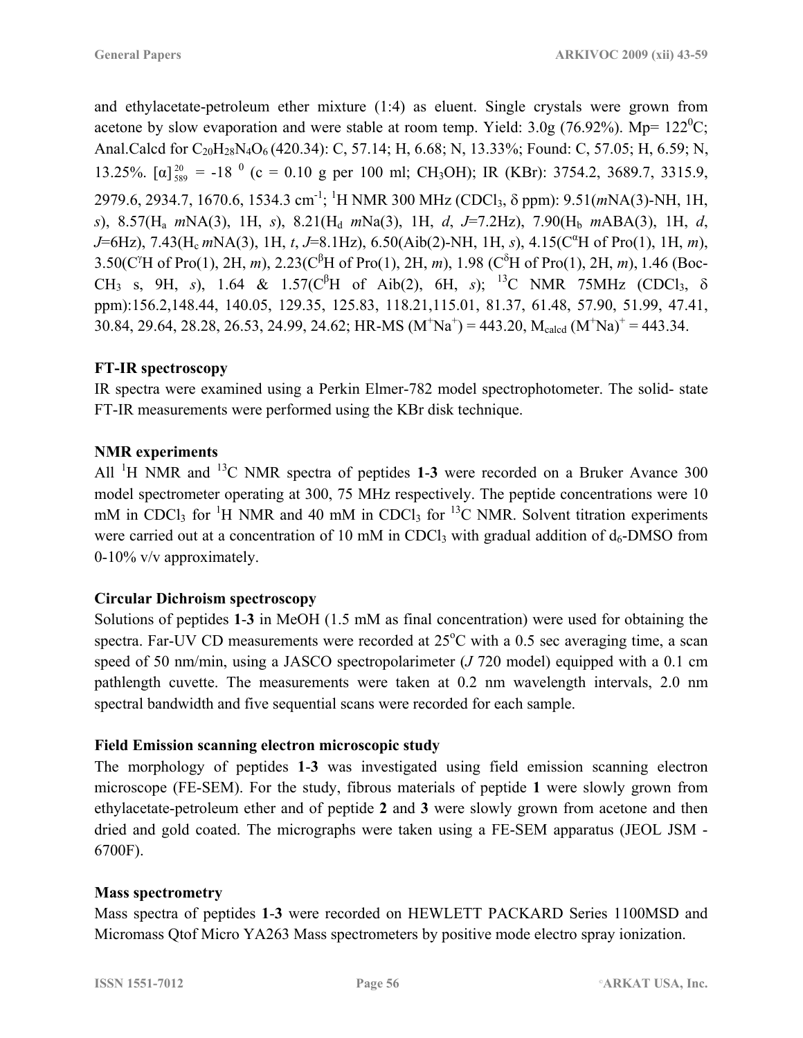and ethylacetate-petroleum ether mixture (1:4) as eluent. Single crystals were grown from acetone by slow evaporation and were stable at room temp. Yield: 3.0g (76.92%). Mp= $122^0$C; Anal.Calcd for $C_{20}H_{28}N_4O_6$ (420.34): C, 57.14; H, 6.68; N, 13.33%; Found: C, 57.05; H, 6.59; N, 13.25%. $[\alpha]^{20}_{589}$ = -18 $^0$ (c = 0.10 g per 100 ml; $CH_3OH$); IR (KBr): 3754.2, 3689.7, 3315.9, 2979.6, 2934.7, 1670.6, 1534.3 $cm^{-1}$; $^1$H NMR 300 MHz ($CDCl_3$, δ ppm): 9.51(*m*NA(3)-NH, 1H, *s*), 8.57($H_a$ *m*NA(3), 1H, *s*), 8.21($H_d$ *m*Na(3), 1H, *d*, *J*=7.2Hz), 7.90($H_b$ *m*ABA(3), 1H, *d*, *J*=6Hz), 7.43($H_c$ *m*NA(3), 1H, *t*, *J*=8.1Hz), 6.50(Aib(2)-NH, 1H, *s*), 4.15($C^{\alpha}$H of Pro(1), 1H, *m*), 3.50($C^{\gamma}$H of Pro(1), 2H, *m*), 2.23($C^{\beta}$H of Pro(1), 2H, *m*), 1.98 ($C^{\delta}$H of Pro(1), 2H, *m*), 1.46 (Boc-$CH_3$ s, 9H, *s*), 1.64 & 1.57($C^{\beta}$H of Aib(2), 6H, *s*); $^{13}$C NMR 75MHz ($CDCl_3$, δ ppm):156.2,148.44, 140.05, 129.35, 125.83, 118.21,115.01, 81.37, 61.48, 57.90, 51.99, 47.41, 30.84, 29.64, 28.28, 26.53, 24.99, 24.62; HR-MS ($M^+Na^+$) = 443.20, $M_{calcd}$ $(M^+Na)^+$ = 443.34.

**FT-IR spectroscopy**

IR spectra were examined using a Perkin Elmer-782 model spectrophotometer. The solid- state FT-IR measurements were performed using the KBr disk technique.

**NMR experiments**

All $^1$H NMR and $^{13}$C NMR spectra of peptides **1**-**3** were recorded on a Bruker Avance 300 model spectrometer operating at 300, 75 MHz respectively. The peptide concentrations were 10 mM in $CDCl_3$ for $^1$H NMR and 40 mM in $CDCl_3$ for $^{13}$C NMR. Solvent titration experiments were carried out at a concentration of 10 mM in $CDCl_3$ with gradual addition of $d_6$-DMSO from 0-10% v/v approximately.

**Circular Dichroism spectroscopy**

Solutions of peptides **1**-**3** in MeOH (1.5 mM as final concentration) were used for obtaining the spectra. Far-UV CD measurements were recorded at 25$^o$C with a 0.5 sec averaging time, a scan speed of 50 nm/min, using a JASCO spectropolarimeter (*J* 720 model) equipped with a 0.1 cm pathlength cuvette. The measurements were taken at 0.2 nm wavelength intervals, 2.0 nm spectral bandwidth and five sequential scans were recorded for each sample.

**Field Emission scanning electron microscopic study**

The morphology of peptides **1**-**3** was investigated using field emission scanning electron microscope (FE-SEM). For the study, fibrous materials of peptide **1** were slowly grown from ethylacetate-petroleum ether and of peptide **2** and **3** were slowly grown from acetone and then dried and gold coated. The micrographs were taken using a FE-SEM apparatus (JEOL JSM - 6700F).

**Mass spectrometry**

Mass spectra of peptides **1**-**3** were recorded on HEWLETT PACKARD Series 1100MSD and Micromass Qtof Micro YA263 Mass spectrometers by positive mode electro spray ionization.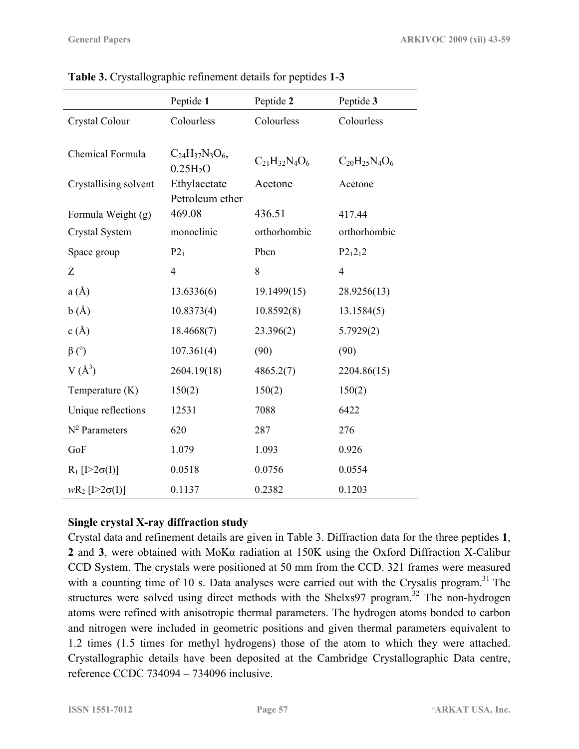**Table 3.** Crystallographic refinement details for peptides **1**-**3**

| | Peptide **1** | Peptide **2** | Peptide **3** |
|---|---|---|---|
| Crystal Colour | Colourless | Colourless | Colourless |
| Chemical Formula | $C_{24}H_{37}N_3O_6$, $0.25H_2O$ | $C_{21}H_{32}N_4O_6$ | $C_{20}H_{25}N_4O_6$ |
| Crystallising solvent | Ethylacetate Petroleum ether | Acetone | Acetone |
| Formula Weight (g) | 469.08 | 436.51 | 417.44 |
| Crystal System | monoclinic | orthorhombic | orthorhombic |
| Space group | $P2_1$ | Pbcn | $P2_12_12$ |
| Z | 4 | 8 | 4 |
| a (Å) | 13.6336(6) | 19.1499(15) | 28.9256(13) |
| b (Å) | 10.8373(4) | 10.8592(8) | 13.1584(5) |
| c (Å) | 18.4668(7) | 23.396(2) | 5.7929(2) |
| β (°) | 107.361(4) | (90) | (90) |
| V ($Å^3$) | 2604.19(18) | 4865.2(7) | 2204.86(15) |
| Temperature (K) | 150(2) | 150(2) | 150(2) |
| Unique reflections | 12531 | 7088 | 6422 |
| Nº Parameters | 620 | 287 | 276 |
| GoF | 1.079 | 1.093 | 0.926 |
| $R_1$ [I>2σ(I)] | 0.0518 | 0.0756 | 0.0554 |
| $wR_2$ [I>2σ(I)] | 0.1137 | 0.2382 | 0.1203 |

**Single crystal X-ray diffraction study**

Crystal data and refinement details are given in Table 3. Diffraction data for the three peptides **1**, **2** and **3**, were obtained with MoKα radiation at 150K using the Oxford Diffraction X-Calibur CCD System. The crystals were positioned at 50 mm from the CCD. 321 frames were measured with a counting time of 10 s. Data analyses were carried out with the Crysalis program.[31] The structures were solved using direct methods with the Shelxs97 program.[32] The non-hydrogen atoms were refined with anisotropic thermal parameters. The hydrogen atoms bonded to carbon and nitrogen were included in geometric positions and given thermal parameters equivalent to 1.2 times (1.5 times for methyl hydrogens) those of the atom to which they were attached. Crystallographic details have been deposited at the Cambridge Crystallographic Data centre, reference CCDC 734094 – 734096 inclusive.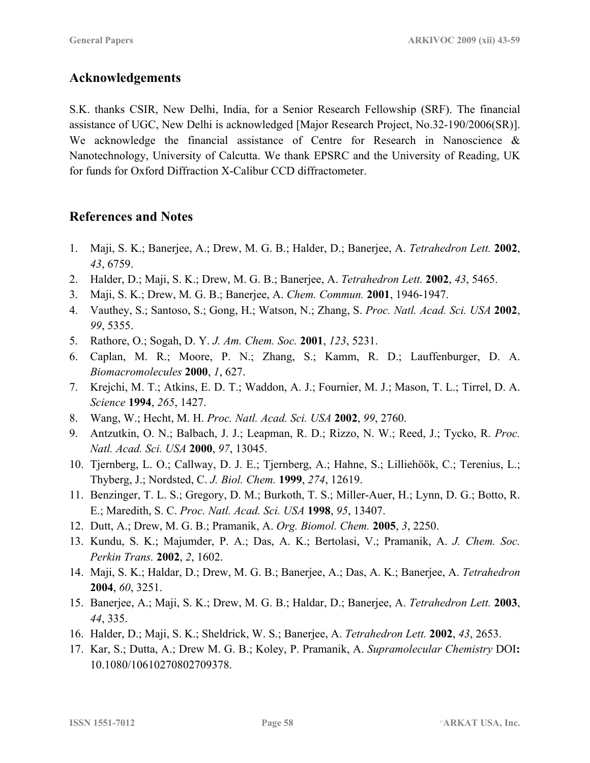## Acknowledgements

S.K. thanks CSIR, New Delhi, India, for a Senior Research Fellowship (SRF). The financial assistance of UGC, New Delhi is acknowledged [Major Research Project, No.32-190/2006(SR)]. We acknowledge the financial assistance of Centre for Research in Nanoscience & Nanotechnology, University of Calcutta. We thank EPSRC and the University of Reading, UK for funds for Oxford Diffraction X-Calibur CCD diffractometer.

## References and Notes

1. Maji, S. K.; Banerjee, A.; Drew, M. G. B.; Halder, D.; Banerjee, A. *Tetrahedron Lett.* **2002**, *43*, 6759.
2. Halder, D.; Maji, S. K.; Drew, M. G. B.; Banerjee, A. *Tetrahedron Lett.* **2002**, *43*, 5465.
3. Maji, S. K.; Drew, M. G. B.; Banerjee, A. *Chem. Commun.* **2001**, 1946-1947.
4. Vauthey, S.; Santoso, S.; Gong, H.; Watson, N.; Zhang, S. *Proc. Natl. Acad. Sci. USA* **2002**, *99*, 5355.
5. Rathore, O.; Sogah, D. Y. *J. Am. Chem. Soc.* **2001**, *123*, 5231.
6. Caplan, M. R.; Moore, P. N.; Zhang, S.; Kamm, R. D.; Lauffenburger, D. A. *Biomacromolecules* **2000**, *1*, 627.
7. Krejchi, M. T.; Atkins, E. D. T.; Waddon, A. J.; Fournier, M. J.; Mason, T. L.; Tirrel, D. A. *Science* **1994**, *265*, 1427.
8. Wang, W.; Hecht, M. H. *Proc. Natl. Acad. Sci. USA* **2002**, *99*, 2760.
9. Antzutkin, O. N.; Balbach, J. J.; Leapman, R. D.; Rizzo, N. W.; Reed, J.; Tycko, R. *Proc. Natl. Acad. Sci. USA* **2000**, *97*, 13045.
10. Tjernberg, L. O.; Callway, D. J. E.; Tjernberg, A.; Hahne, S.; Lilliehöök, C.; Terenius, L.; Thyberg, J.; Nordsted, C. *J. Biol. Chem.* **1999**, *274*, 12619.
11. Benzinger, T. L. S.; Gregory, D. M.; Burkoth, T. S.; Miller-Auer, H.; Lynn, D. G.; Botto, R. E.; Maredith, S. C. *Proc. Natl. Acad. Sci. USA* **1998**, *95*, 13407.
12. Dutt, A.; Drew, M. G. B.; Pramanik, A. *Org. Biomol. Chem.* **2005**, *3*, 2250.
13. Kundu, S. K.; Majumder, P. A.; Das, A. K.; Bertolasi, V.; Pramanik, A. *J. Chem. Soc. Perkin Trans.* **2002**, *2*, 1602.
14. Maji, S. K.; Haldar, D.; Drew, M. G. B.; Banerjee, A.; Das, A. K.; Banerjee, A. *Tetrahedron* **2004**, *60*, 3251.
15. Banerjee, A.; Maji, S. K.; Drew, M. G. B.; Haldar, D.; Banerjee, A. *Tetrahedron Lett.* **2003**, *44*, 335.
16. Halder, D.; Maji, S. K.; Sheldrick, W. S.; Banerjee, A. *Tetrahedron Lett.* **2002**, *43*, 2653.
17. Kar, S.; Dutta, A.; Drew M. G. B.; Koley, P. Pramanik, A. *Supramolecular Chemistry* DOI**:** 10.1080/10610270802709378.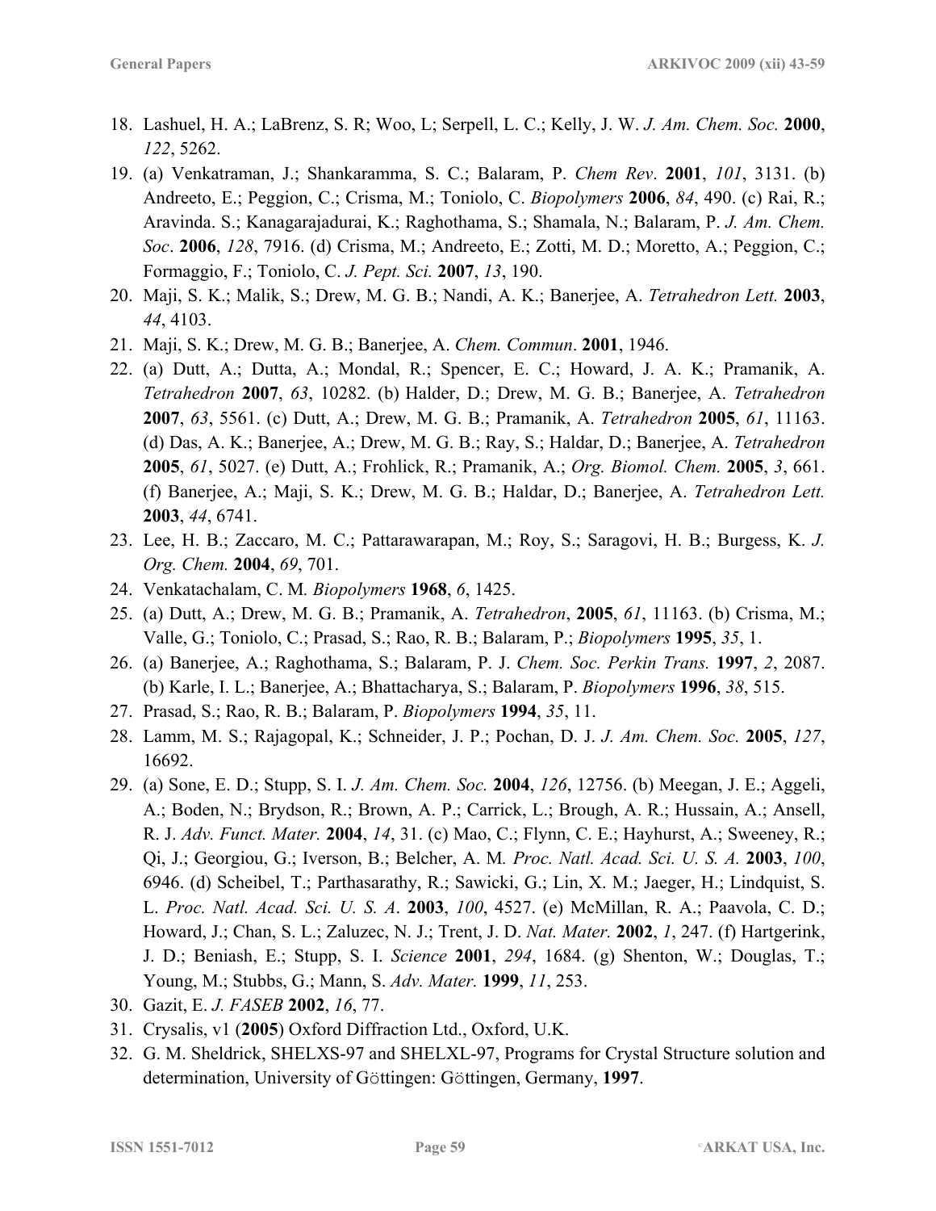18. Lashuel, H. A.; LaBrenz, S. R; Woo, L; Serpell, L. C.; Kelly, J. W. *J. Am. Chem. Soc.* **2000**, *122*, 5262.
19. (a) Venkatraman, J.; Shankaramma, S. C.; Balaram, P. *Chem Rev*. **2001**, *101*, 3131. (b) Andreeto, E.; Peggion, C.; Crisma, M.; Toniolo, C. *Biopolymers* **2006**, *84*, 490. (c) Rai, R.; Aravinda. S.; Kanagarajadurai, K.; Raghothama, S.; Shamala, N.; Balaram, P. *J. Am. Chem. Soc*. **2006**, *128*, 7916. (d) Crisma, M.; Andreeto, E.; Zotti, M. D.; Moretto, A.; Peggion, C.; Formaggio, F.; Toniolo, C. *J. Pept. Sci.* **2007**, *13*, 190.
20. Maji, S. K.; Malik, S.; Drew, M. G. B.; Nandi, A. K.; Banerjee, A. *Tetrahedron Lett.* **2003**, *44*, 4103.
21. Maji, S. K.; Drew, M. G. B.; Banerjee, A. *Chem. Commun*. **2001**, 1946.
22. (a) Dutt, A.; Dutta, A.; Mondal, R.; Spencer, E. C.; Howard, J. A. K.; Pramanik, A. *Tetrahedron* **2007**, *63*, 10282. (b) Halder, D.; Drew, M. G. B.; Banerjee, A. *Tetrahedron* **2007**, *63*, 5561. (c) Dutt, A.; Drew, M. G. B.; Pramanik, A. *Tetrahedron* **2005**, *61*, 11163. (d) Das, A. K.; Banerjee, A.; Drew, M. G. B.; Ray, S.; Haldar, D.; Banerjee, A. *Tetrahedron* **2005**, *61*, 5027. (e) Dutt, A.; Frohlick, R.; Pramanik, A.; *Org. Biomol. Chem.* **2005**, *3*, 661. (f) Banerjee, A.; Maji, S. K.; Drew, M. G. B.; Haldar, D.; Banerjee, A. *Tetrahedron Lett.* **2003**, *44*, 6741.
23. Lee, H. B.; Zaccaro, M. C.; Pattarawarapan, M.; Roy, S.; Saragovi, H. B.; Burgess, K. *J. Org. Chem.* **2004**, *69*, 701.
24. Venkatachalam, C. M*. Biopolymers* **1968**, *6*, 1425.
25. (a) Dutt, A.; Drew, M. G. B.; Pramanik, A. *Tetrahedron*, **2005**, *61*, 11163. (b) Crisma, M.; Valle, G.; Toniolo, C.; Prasad, S.; Rao, R. B.; Balaram, P.; *Biopolymers* **1995**, *35*, 1.
26. (a) Banerjee, A.; Raghothama, S.; Balaram, P. J. *Chem. Soc. Perkin Trans.* **1997**, *2*, 2087. (b) Karle, I. L.; Banerjee, A.; Bhattacharya, S.; Balaram, P. *Biopolymers* **1996**, *38*, 515.
27. Prasad, S.; Rao, R. B.; Balaram, P. *Biopolymers* **1994**, *35*, 11.
28. Lamm, M. S.; Rajagopal, K.; Schneider, J. P.; Pochan, D. J. *J. Am. Chem. Soc.* **2005**, *127*, 16692.
29. (a) Sone, E. D.; Stupp, S. I. *J. Am. Chem. Soc.* **2004**, *126*, 12756. (b) Meegan, J. E.; Aggeli, A.; Boden, N.; Brydson, R.; Brown, A. P.; Carrick, L.; Brough, A. R.; Hussain, A.; Ansell, R. J. *Adv. Funct. Mater.* **2004**, *14*, 31. (c) Mao, C.; Flynn, C. E.; Hayhurst, A.; Sweeney, R.; Qi, J.; Georgiou, G.; Iverson, B.; Belcher, A. M*. Proc. Natl. Acad. Sci. U. S. A.* **2003**, *100*, 6946. (d) Scheibel, T.; Parthasarathy, R.; Sawicki, G.; Lin, X. M.; Jaeger, H.; Lindquist, S. L. *Proc. Natl. Acad. Sci. U. S. A*. **2003**, *100*, 4527. (e) McMillan, R. A.; Paavola, C. D.; Howard, J.; Chan, S. L.; Zaluzec, N. J.; Trent, J. D. *Nat. Mater.* **2002**, *1*, 247. (f) Hartgerink, J. D.; Beniash, E.; Stupp, S. I. *Science* **2001**, *294*, 1684. (g) Shenton, W.; Douglas, T.; Young, M.; Stubbs, G.; Mann, S. *Adv. Mater.* **1999**, *11*, 253.
30. Gazit, E. *J. FASEB* **2002**, *16*, 77.
31. Crysalis, v1 (**2005**) Oxford Diffraction Ltd., Oxford, U.K.
32. G. M. Sheldrick, SHELXS-97 and SHELXL-97, Programs for Crystal Structure solution and determination, University of Göttingen: Göttingen, Germany, **1997**.